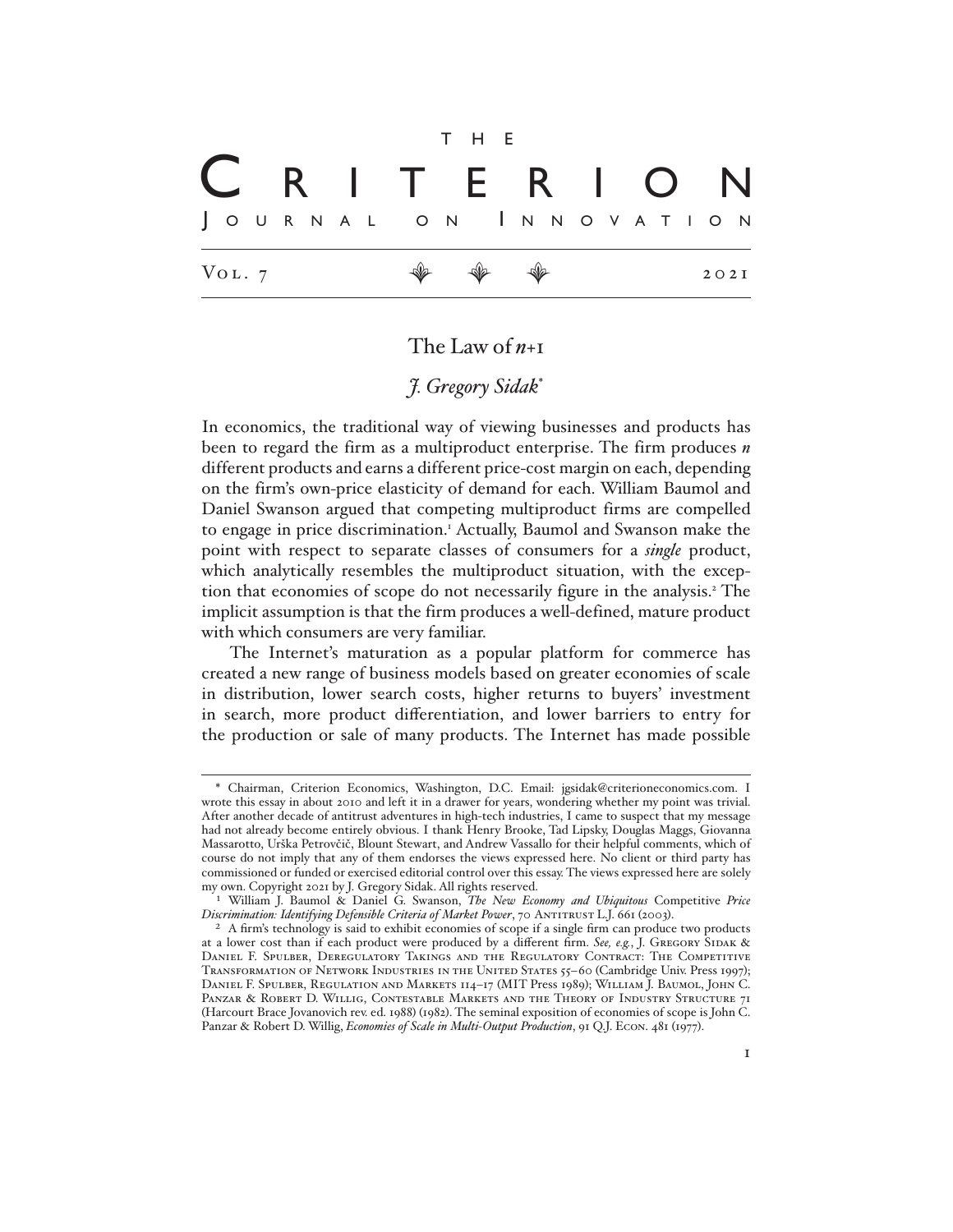# The Criterion Journal on Innovation

## The Law of *n*+1

### *J. Gregory Sidak**

In economics, the traditional way of viewing businesses and products has been to regard the firm as a multiproduct enterprise. The firm produces ***n*** different products and earns a different price-cost margin on each, depending on the firm's own-price elasticity of demand for each. William Baumol and Daniel Swanson argued that competing multiproduct firms are compelled to engage in price discrimination.[1] Actually, Baumol and Swanson make the point with respect to separate classes of consumers for a *single* product, which analytically resembles the multiproduct situation, with the exception that economies of scope do not necessarily figure in the analysis.[2] The implicit assumption is that the firm produces a well-defined, mature product with which consumers are very familiar.

The Internet's maturation as a popular platform for commerce has created a new range of business models based on greater economies of scale in distribution, lower search costs, higher returns to buyers' investment in search, more product differentiation, and lower barriers to entry for the production or sale of many products. The Internet has made possible

---

\* Chairman, Criterion Economics, Washington, D.C. Email: jgsidak@criterioneconomics.com. I wrote this essay in about 2010 and left it in a drawer for years, wondering whether my point was trivial. After another decade of antitrust adventures in high-tech industries, I came to suspect that my message had not already become entirely obvious. I thank Henry Brooke, Tad Lipsky, Douglas Maggs, Giovanna Massarotto, Urška Petrovčič, Blount Stewart, and Andrew Vassallo for their helpful comments, which of course do not imply that any of them endorses the views expressed here. No client or third party has commissioned or funded or exercised editorial control over this essay. The views expressed here are solely my own. Copyright 2021 by J. Gregory Sidak. All rights reserved.

[1] William J. Baumol & Daniel G. Swanson, *The New Economy and Ubiquitous* Competitive *Price Discrimination: Identifying Defensible Criteria of Market Power*, 70 Antitrust L.J. 661 (2003).

[2] A firm's technology is said to exhibit economies of scope if a single firm can produce two products at a lower cost than if each product were produced by a different firm. *See, e.g.*, J. Gregory Sidak & Daniel F. Spulber, Deregulatory Takings and the Regulatory Contract: The Competitive Transformation of Network Industries in the United States 55–60 (Cambridge Univ. Press 1997); Daniel F. Spulber, Regulation and Markets 114–17 (MIT Press 1989); William J. Baumol, John C. Panzar & Robert D. Willig, Contestable Markets and the Theory of Industry Structure 71 (Harcourt Brace Jovanovich rev. ed. 1988) (1982). The seminal exposition of economies of scope is John C. Panzar & Robert D. Willig, *Economies of Scale in Multi-Output Production*, 91 Q.J. Econ. 481 (1977).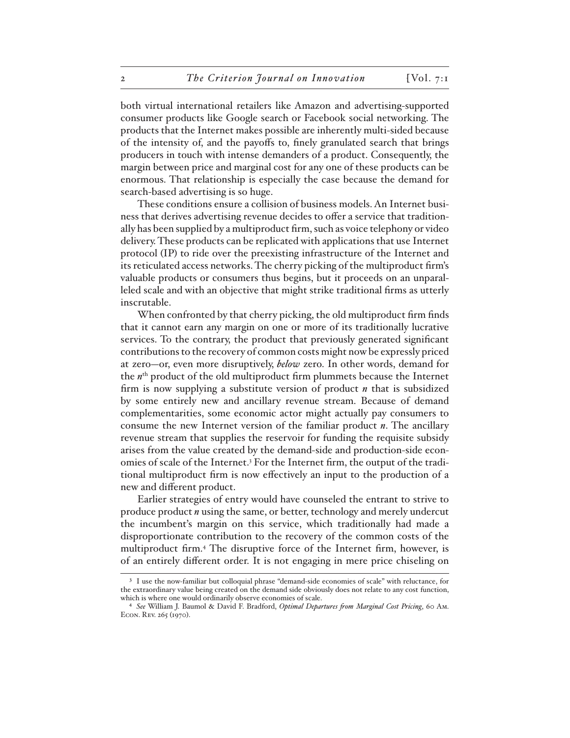both virtual international retailers like Amazon and advertising-supported consumer products like Google search or Facebook social networking. The products that the Internet makes possible are inherently multi-sided because of the intensity of, and the payoffs to, finely granulated search that brings producers in touch with intense demanders of a product. Consequently, the margin between price and marginal cost for any one of these products can be enormous. That relationship is especially the case because the demand for search-based advertising is so huge.

These conditions ensure a collision of business models. An Internet business that derives advertising revenue decides to offer a service that traditionally has been supplied by a multiproduct firm, such as voice telephony or video delivery. These products can be replicated with applications that use Internet protocol (IP) to ride over the preexisting infrastructure of the Internet and its reticulated access networks. The cherry picking of the multiproduct firm's valuable products or consumers thus begins, but it proceeds on an unparalleled scale and with an objective that might strike traditional firms as utterly inscrutable.

When confronted by that cherry picking, the old multiproduct firm finds that it cannot earn any margin on one or more of its traditionally lucrative services. To the contrary, the product that previously generated significant contributions to the recovery of common costs might now be expressly priced at zero—or, even more disruptively, ***below*** zero. In other words, demand for the $n^{th}$ product of the old multiproduct firm plummets because the Internet firm is now supplying a substitute version of product $n$ that is subsidized by some entirely new and ancillary revenue stream. Because of demand complementarities, some economic actor might actually pay consumers to consume the new Internet version of the familiar product $n$. The ancillary revenue stream that supplies the reservoir for funding the requisite subsidy arises from the value created by the demand-side and production-side economies of scale of the Internet.[3] For the Internet firm, the output of the traditional multiproduct firm is now effectively an input to the production of a new and different product.

Earlier strategies of entry would have counseled the entrant to strive to produce product $n$ using the same, or better, technology and merely undercut the incumbent's margin on this service, which traditionally had made a disproportionate contribution to the recovery of the common costs of the multiproduct firm.[4] The disruptive force of the Internet firm, however, is of an entirely different order. It is not engaging in mere price chiseling on

---

[3] I use the now-familiar but colloquial phrase "demand-side economies of scale" with reluctance, for the extraordinary value being created on the demand side obviously does not relate to any cost function, which is where one would ordinarily observe economies of scale.

[4] *See* William J. Baumol & David F. Bradford, *Optimal Departures from Marginal Cost Pricing*, 60 Am. Econ. Rev. 265 (1970).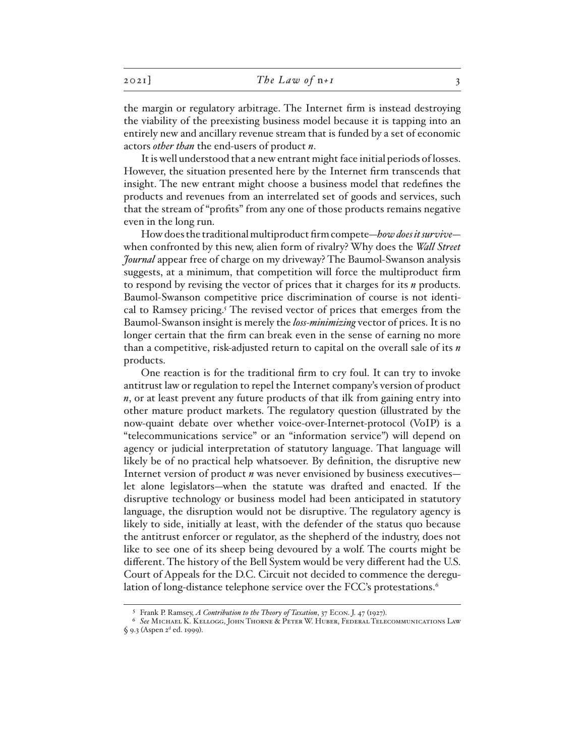the margin or regulatory arbitrage. The Internet firm is instead destroying the viability of the preexisting business model because it is tapping into an entirely new and ancillary revenue stream that is funded by a set of economic actors *other than* the end-users of product ***n***.

It is well understood that a new entrant might face initial periods of losses. However, the situation presented here by the Internet firm transcends that insight. The new entrant might choose a business model that redefines the products and revenues from an interrelated set of goods and services, such that the stream of "profits" from any one of those products remains negative even in the long run.

How does the traditional multiproduct firm compete—*how does it survive*—when confronted by this new, alien form of rivalry? Why does the *Wall Street Journal* appear free of charge on my driveway? The Baumol-Swanson analysis suggests, at a minimum, that competition will force the multiproduct firm to respond by revising the vector of prices that it charges for its ***n*** products. Baumol-Swanson competitive price discrimination of course is not identical to Ramsey pricing.[5] The revised vector of prices that emerges from the Baumol-Swanson insight is merely the *loss-minimizing* vector of prices. It is no longer certain that the firm can break even in the sense of earning no more than a competitive, risk-adjusted return to capital on the overall sale of its ***n*** products.

One reaction is for the traditional firm to cry foul. It can try to invoke antitrust law or regulation to repel the Internet company's version of product ***n***, or at least prevent any future products of that ilk from gaining entry into other mature product markets. The regulatory question (illustrated by the now-quaint debate over whether voice-over-Internet-protocol (VoIP) is a "telecommunications service" or an "information service") will depend on agency or judicial interpretation of statutory language. That language will likely be of no practical help whatsoever. By definition, the disruptive new Internet version of product ***n*** was never envisioned by business executives—let alone legislators—when the statute was drafted and enacted. If the disruptive technology or business model had been anticipated in statutory language, the disruption would not be disruptive. The regulatory agency is likely to side, initially at least, with the defender of the status quo because the antitrust enforcer or regulator, as the shepherd of the industry, does not like to see one of its sheep being devoured by a wolf. The courts might be different. The history of the Bell System would be very different had the U.S. Court of Appeals for the D.C. Circuit not decided to commence the deregulation of long-distance telephone service over the FCC's protestations.[6]

---

[5] Frank P. Ramsey, *A Contribution to the Theory of Taxation*, 37 Econ. J. 47 (1927).

[6] *See* Michael K. Kellogg, John Thorne & Peter W. Huber, Federal Telecommunications Law § 9.3 (Aspen 2d ed. 1999).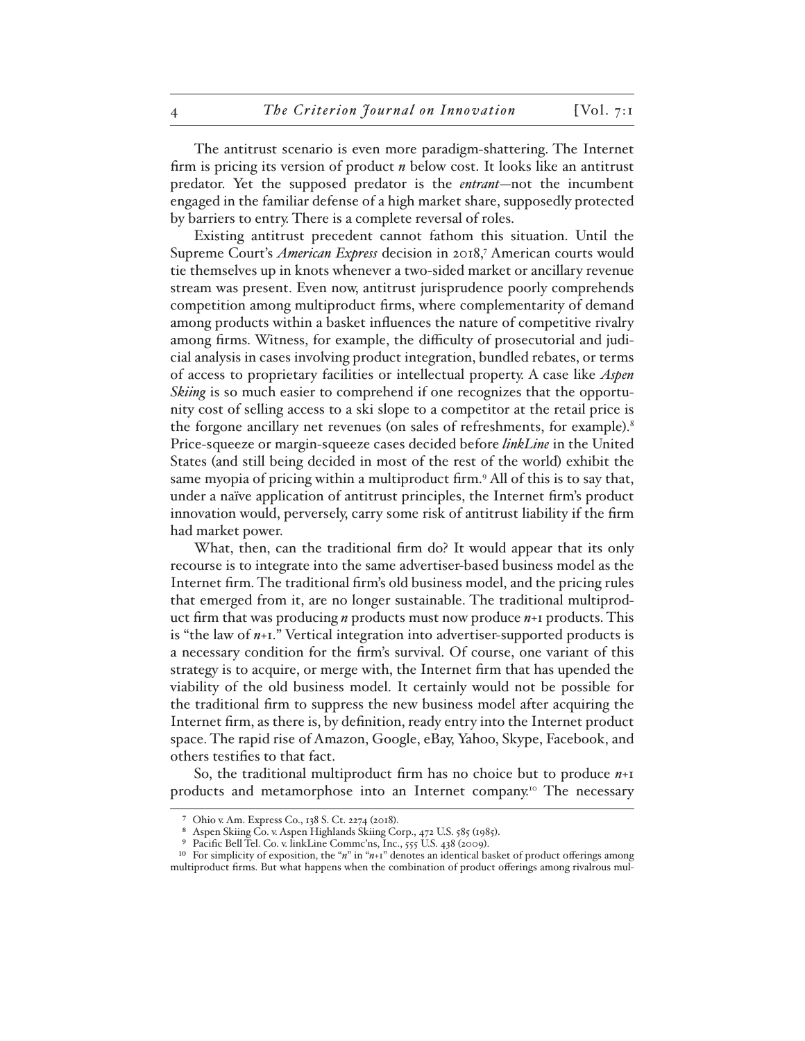The antitrust scenario is even more paradigm-shattering. The Internet firm is pricing its version of product *n* below cost. It looks like an antitrust predator. Yet the supposed predator is the *entrant*—not the incumbent engaged in the familiar defense of a high market share, supposedly protected by barriers to entry. There is a complete reversal of roles.

Existing antitrust precedent cannot fathom this situation. Until the Supreme Court's *American Express* decision in 2018,[7] American courts would tie themselves up in knots whenever a two-sided market or ancillary revenue stream was present. Even now, antitrust jurisprudence poorly comprehends competition among multiproduct firms, where complementarity of demand among products within a basket influences the nature of competitive rivalry among firms. Witness, for example, the difficulty of prosecutorial and judicial analysis in cases involving product integration, bundled rebates, or terms of access to proprietary facilities or intellectual property. A case like *Aspen Skiing* is so much easier to comprehend if one recognizes that the opportunity cost of selling access to a ski slope to a competitor at the retail price is the forgone ancillary net revenues (on sales of refreshments, for example).[8] Price-squeeze or margin-squeeze cases decided before *linkLine* in the United States (and still being decided in most of the rest of the world) exhibit the same myopia of pricing within a multiproduct firm.[9] All of this is to say that, under a naïve application of antitrust principles, the Internet firm's product innovation would, perversely, carry some risk of antitrust liability if the firm had market power.

What, then, can the traditional firm do? It would appear that its only recourse is to integrate into the same advertiser-based business model as the Internet firm. The traditional firm's old business model, and the pricing rules that emerged from it, are no longer sustainable. The traditional multiproduct firm that was producing *n* products must now produce *n*+1 products. This is "the law of *n*+1." Vertical integration into advertiser-supported products is a necessary condition for the firm's survival. Of course, one variant of this strategy is to acquire, or merge with, the Internet firm that has upended the viability of the old business model. It certainly would not be possible for the traditional firm to suppress the new business model after acquiring the Internet firm, as there is, by definition, ready entry into the Internet product space. The rapid rise of Amazon, Google, eBay, Yahoo, Skype, Facebook, and others testifies to that fact.

So, the traditional multiproduct firm has no choice but to produce *n*+1 products and metamorphose into an Internet company.[10] The necessary

---

[7] Ohio v. Am. Express Co., 138 S. Ct. 2274 (2018).

[8] Aspen Skiing Co. v. Aspen Highlands Skiing Corp., 472 U.S. 585 (1985).

[9] Pacific Bell Tel. Co. v. linkLine Commc'ns, Inc., 555 U.S. 438 (2009).

[10] For simplicity of exposition, the "*n*" in "*n*+1" denotes an identical basket of product offerings among multiproduct firms. But what happens when the combination of product offerings among rivalrous mul-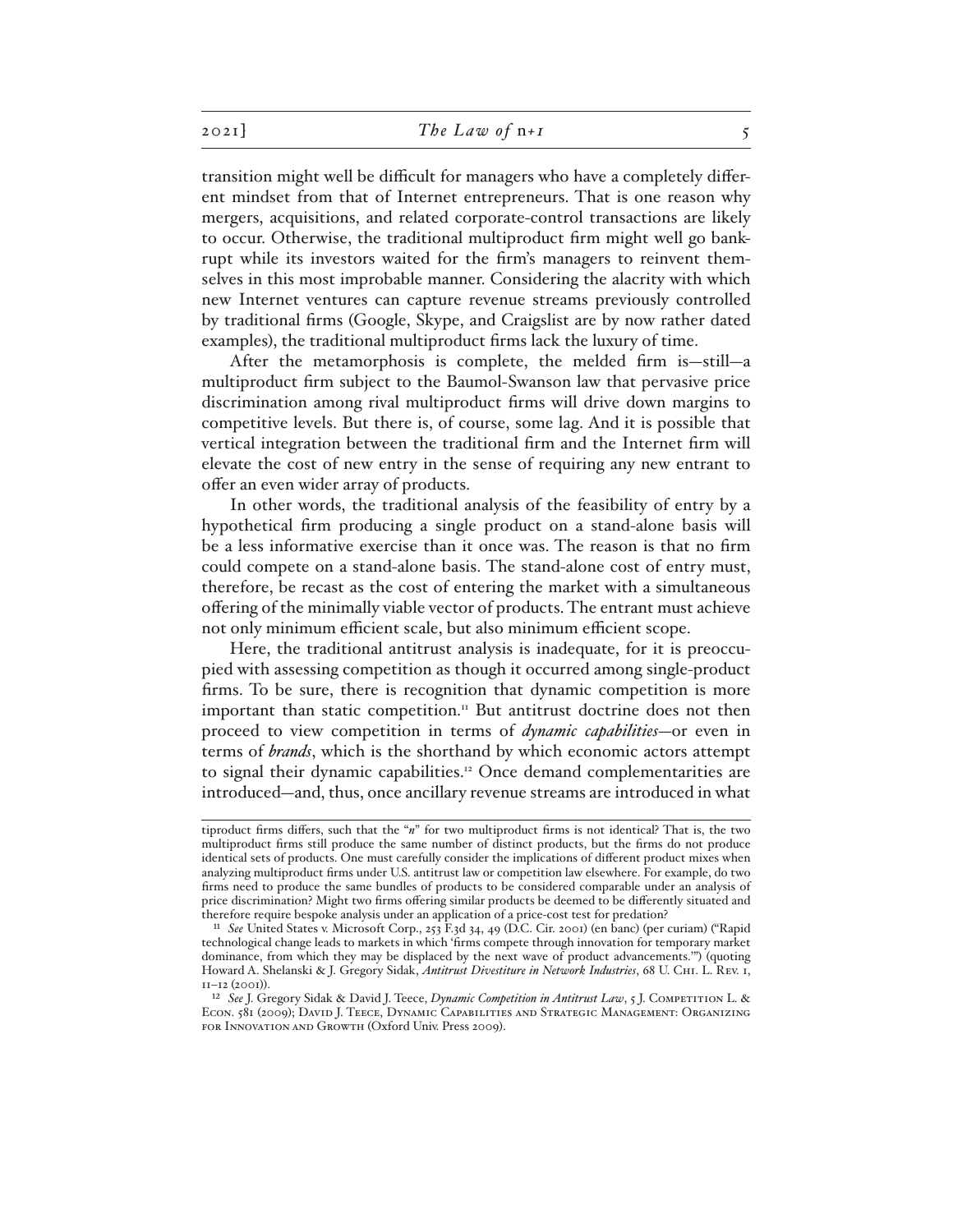transition might well be difficult for managers who have a completely different mindset from that of Internet entrepreneurs. That is one reason why mergers, acquisitions, and related corporate-control transactions are likely to occur. Otherwise, the traditional multiproduct firm might well go bankrupt while its investors waited for the firm's managers to reinvent themselves in this most improbable manner. Considering the alacrity with which new Internet ventures can capture revenue streams previously controlled by traditional firms (Google, Skype, and Craigslist are by now rather dated examples), the traditional multiproduct firms lack the luxury of time.

After the metamorphosis is complete, the melded firm is—still—a multiproduct firm subject to the Baumol-Swanson law that pervasive price discrimination among rival multiproduct firms will drive down margins to competitive levels. But there is, of course, some lag. And it is possible that vertical integration between the traditional firm and the Internet firm will elevate the cost of new entry in the sense of requiring any new entrant to offer an even wider array of products.

In other words, the traditional analysis of the feasibility of entry by a hypothetical firm producing a single product on a stand-alone basis will be a less informative exercise than it once was. The reason is that no firm could compete on a stand-alone basis. The stand-alone cost of entry must, therefore, be recast as the cost of entering the market with a simultaneous offering of the minimally viable vector of products. The entrant must achieve not only minimum efficient scale, but also minimum efficient scope.

Here, the traditional antitrust analysis is inadequate, for it is preoccupied with assessing competition as though it occurred among single-product firms. To be sure, there is recognition that dynamic competition is more important than static competition.[11] But antitrust doctrine does not then proceed to view competition in terms of *dynamic capabilities*—or even in terms of *brands*, which is the shorthand by which economic actors attempt to signal their dynamic capabilities.[12] Once demand complementarities are introduced—and, thus, once ancillary revenue streams are introduced in what

---

tiproduct firms differs, such that the "*n*" for two multiproduct firms is not identical? That is, the two multiproduct firms still produce the same number of distinct products, but the firms do not produce identical sets of products. One must carefully consider the implications of different product mixes when analyzing multiproduct firms under U.S. antitrust law or competition law elsewhere. For example, do two firms need to produce the same bundles of products to be considered comparable under an analysis of price discrimination? Might two firms offering similar products be deemed to be differently situated and therefore require bespoke analysis under an application of a price-cost test for predation?

[11] *See* United States v. Microsoft Corp., 253 F.3d 34, 49 (D.C. Cir. 2001) (en banc) (per curiam) ("Rapid technological change leads to markets in which 'firms compete through innovation for temporary market dominance, from which they may be displaced by the next wave of product advancements.'") (quoting Howard A. Shelanski & J. Gregory Sidak, *Antitrust Divestiture in Network Industries*, 68 U. Chi. L. Rev. 1, 11–12 (2001)).

[12] *See* J. Gregory Sidak & David J. Teece, *Dynamic Competition in Antitrust Law*, 5 J. Competition L. & Econ. 581 (2009); David J. Teece, Dynamic Capabilities and Strategic Management: Organizing for Innovation and Growth (Oxford Univ. Press 2009).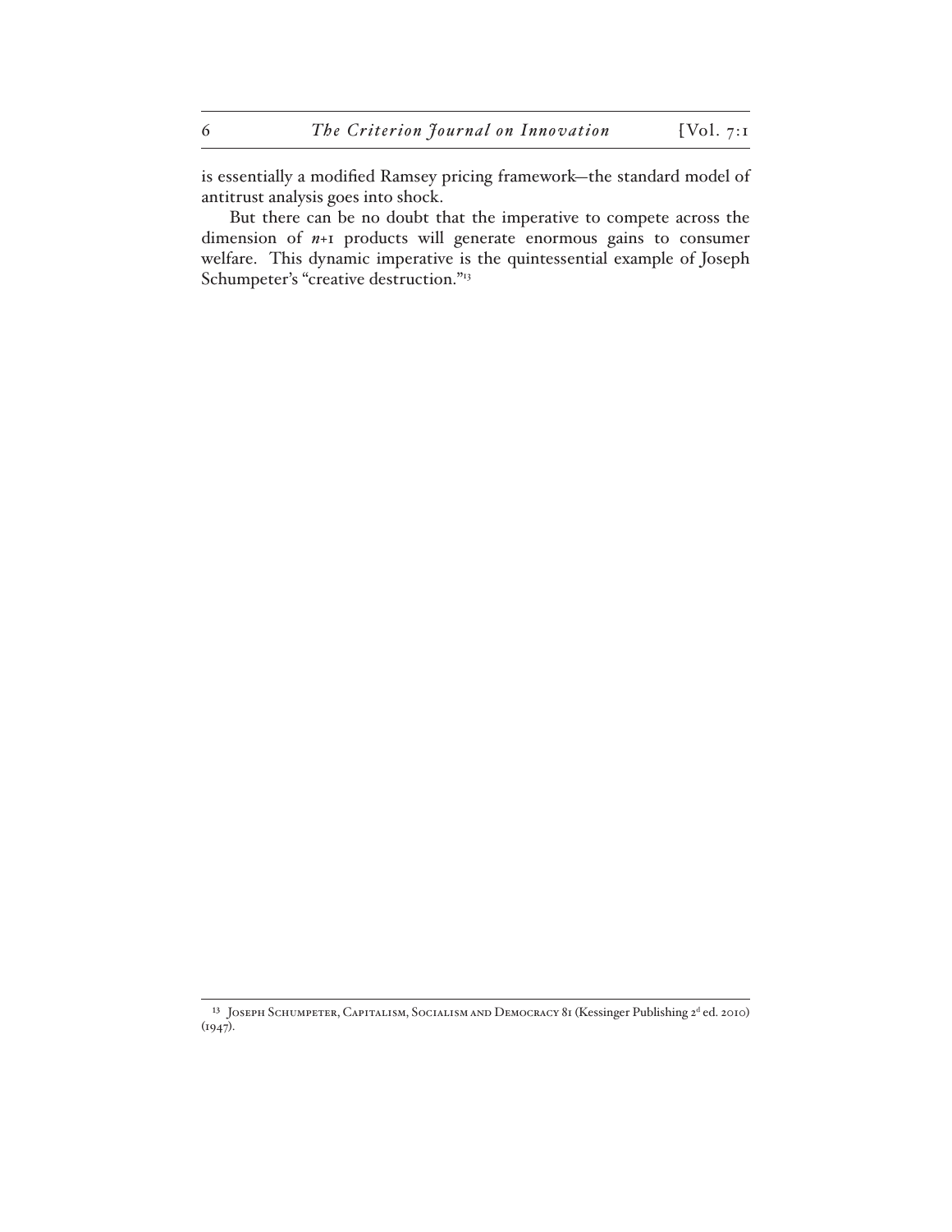is essentially a modified Ramsey pricing framework—the standard model of antitrust analysis goes into shock.

But there can be no doubt that the imperative to compete across the dimension of $n+1$ products will generate enormous gains to consumer welfare. This dynamic imperative is the quintessential example of Joseph Schumpeter's "creative destruction."[13]

---

[13] Joseph Schumpeter, Capitalism, Socialism and Democracy 81 (Kessinger Publishing 2d ed. 2010) (1947).